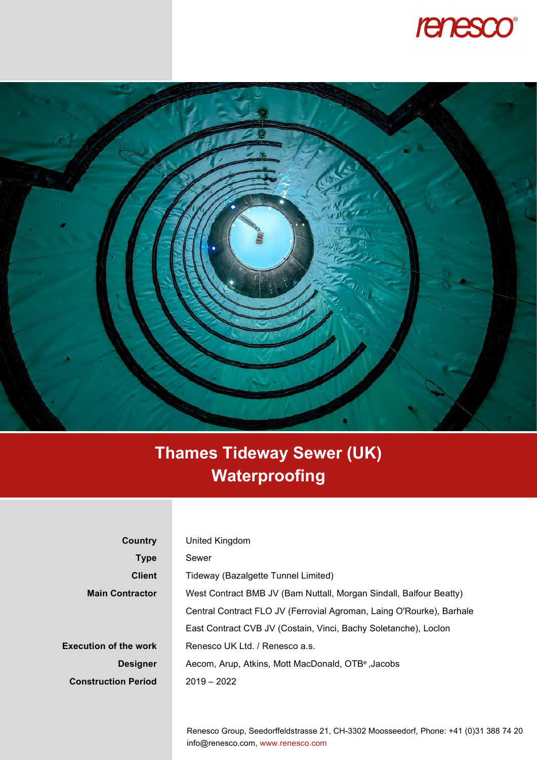renesco®

# Thames Tideway Sewer (UK)
# Waterproofing

| | |
|---|---|
| **Country** | United Kingdom |
| **Type** | Sewer |
| **Client** | Tideway (Bazalgette Tunnel Limited) |
| **Main Contractor** | West Contract BMB JV (Bam Nuttall, Morgan Sindall, Balfour Beatty) |
| | Central Contract FLO JV (Ferrovial Agroman, Laing O'Rourke), Barhale |
| | East Contract CVB JV (Costain, Vinci, Bachy Soletanche), Loclon |
| **Execution of the work** | Renesco UK Ltd. / Renesco a.s. |
| **Designer** | Aecom, Arup, Atkins, Mott MacDonald, OTB[e] ,Jacobs |
| **Construction Period** | 2019 – 2022 |

Renesco Group, Seedorffeldstrasse 21, CH-3302 Moosseedorf, Phone: +41 (0)31 388 74 20
info@renesco.com, www.renesco.com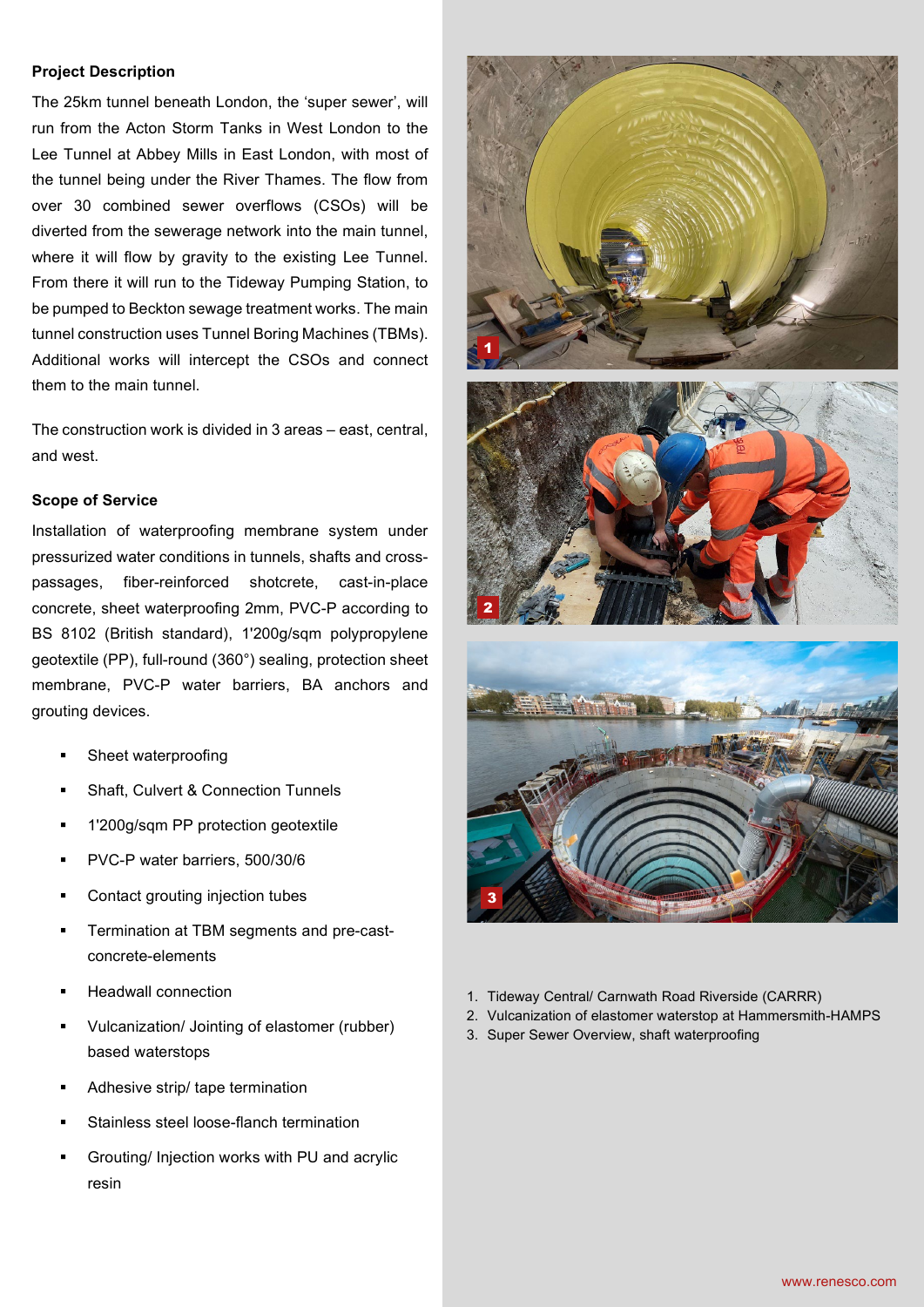## Project Description

The 25km tunnel beneath London, the 'super sewer', will run from the Acton Storm Tanks in West London to the Lee Tunnel at Abbey Mills in East London, with most of the tunnel being under the River Thames. The flow from over 30 combined sewer overflows (CSOs) will be diverted from the sewerage network into the main tunnel, where it will flow by gravity to the existing Lee Tunnel. From there it will run to the Tideway Pumping Station, to be pumped to Beckton sewage treatment works. The main tunnel construction uses Tunnel Boring Machines (TBMs). Additional works will intercept the CSOs and connect them to the main tunnel.

The construction work is divided in 3 areas – east, central, and west.

## Scope of Service

Installation of waterproofing membrane system under pressurized water conditions in tunnels, shafts and cross-passages, fiber-reinforced shotcrete, cast-in-place concrete, sheet waterproofing 2mm, PVC-P according to BS 8102 (British standard), 1'200g/sqm polypropylene geotextile (PP), full-round (360°) sealing, protection sheet membrane, PVC-P water barriers, BA anchors and grouting devices.

- Sheet waterproofing
- Shaft, Culvert & Connection Tunnels
- 1'200g/sqm PP protection geotextile
- PVC-P water barriers, 500/30/6
- Contact grouting injection tubes
- Termination at TBM segments and pre-cast-concrete-elements
- Headwall connection
- Vulcanization/ Jointing of elastomer (rubber) based waterstops
- Adhesive strip/ tape termination
- Stainless steel loose-flanch termination
- Grouting/ Injection works with PU and acrylic resin

1. Tideway Central/ Carnwath Road Riverside (CARRR)
2. Vulcanization of elastomer waterstop at Hammersmith-HAMPS
3. Super Sewer Overview, shaft waterproofing

www.renesco.com